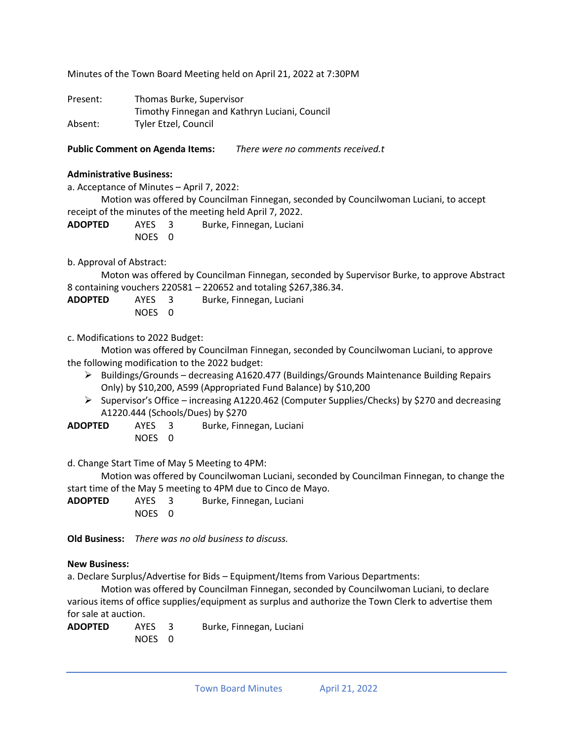Minutes of the Town Board Meeting held on April 21, 2022 at 7:30PM

Present: Thomas Burke, Supervisor
Timothy Finnegan and Kathryn Luciani, Council

Absent: Tyler Etzel, Council

**Public Comment on Agenda Items:** *There were no comments received.t*

**Administrative Business:**

a. Acceptance of Minutes – April 7, 2022:

Motion was offered by Councilman Finnegan, seconded by Councilwoman Luciani, to accept receipt of the minutes of the meeting held April 7, 2022.

**ADOPTED** AYES 3 Burke, Finnegan, Luciani
NOES 0

b. Approval of Abstract:

Moton was offered by Councilman Finnegan, seconded by Supervisor Burke, to approve Abstract 8 containing vouchers 220581 – 220652 and totaling $267,386.34.

**ADOPTED** AYES 3 Burke, Finnegan, Luciani
NOES 0

c. Modifications to 2022 Budget:

Motion was offered by Councilman Finnegan, seconded by Councilwoman Luciani, to approve the following modification to the 2022 budget:

- Buildings/Grounds – decreasing A1620.477 (Buildings/Grounds Maintenance Building Repairs Only) by $10,200, A599 (Appropriated Fund Balance) by $10,200
- Supervisor's Office – increasing A1220.462 (Computer Supplies/Checks) by $270 and decreasing A1220.444 (Schools/Dues) by $270

**ADOPTED** AYES 3 Burke, Finnegan, Luciani
NOES 0

d. Change Start Time of May 5 Meeting to 4PM:

Motion was offered by Councilwoman Luciani, seconded by Councilman Finnegan, to change the start time of the May 5 meeting to 4PM due to Cinco de Mayo.

**ADOPTED** AYES 3 Burke, Finnegan, Luciani
NOES 0

**Old Business:** *There was no old business to discuss.*

**New Business:**

a. Declare Surplus/Advertise for Bids – Equipment/Items from Various Departments:

Motion was offered by Councilman Finnegan, seconded by Councilwoman Luciani, to declare various items of office supplies/equipment as surplus and authorize the Town Clerk to advertise them for sale at auction.

**ADOPTED** AYES 3 Burke, Finnegan, Luciani
NOES 0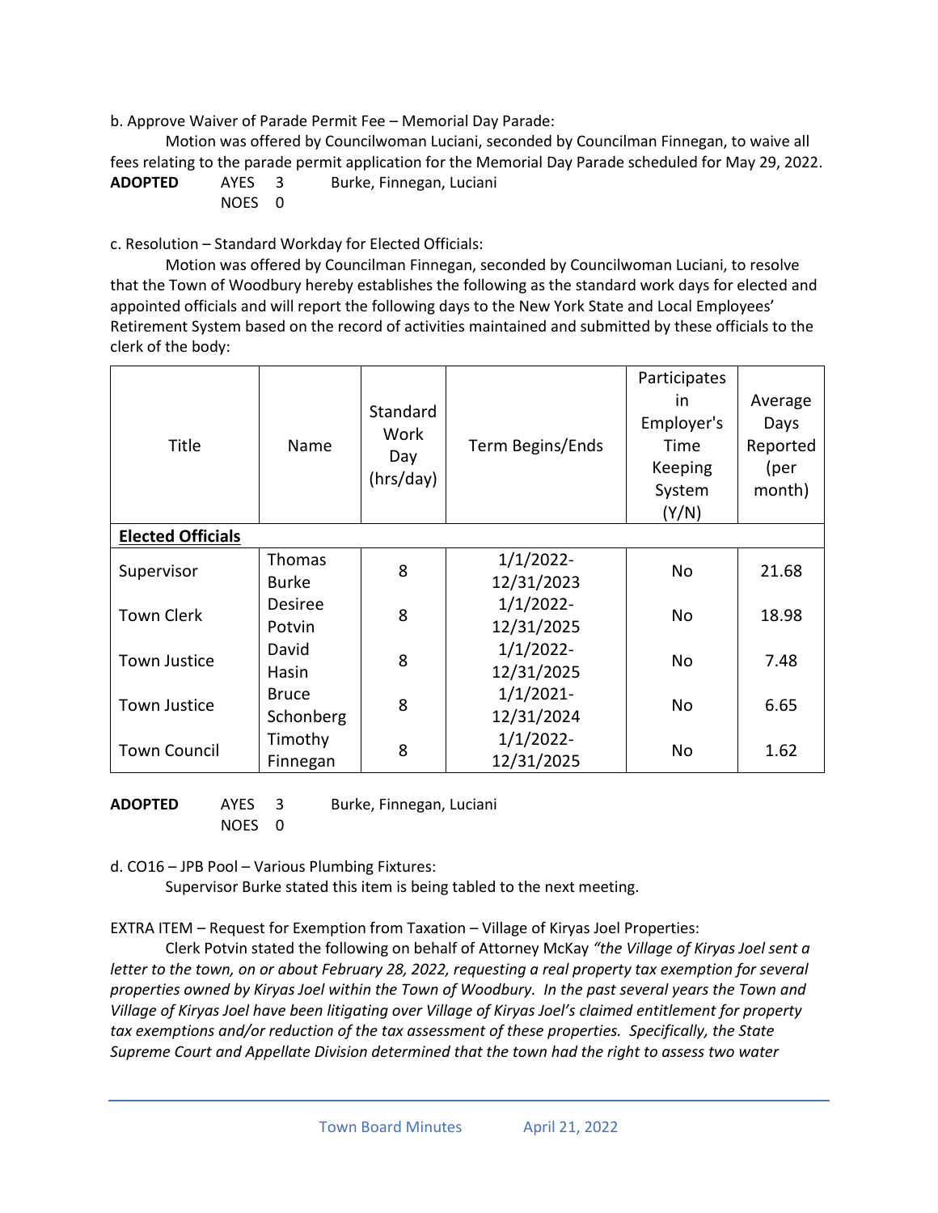b. Approve Waiver of Parade Permit Fee – Memorial Day Parade:

Motion was offered by Councilwoman Luciani, seconded by Councilman Finnegan, to waive all fees relating to the parade permit application for the Memorial Day Parade scheduled for May 29, 2022.

**ADOPTED** AYES 3 Burke, Finnegan, Luciani
NOES 0

c. Resolution – Standard Workday for Elected Officials:

Motion was offered by Councilman Finnegan, seconded by Councilwoman Luciani, to resolve that the Town of Woodbury hereby establishes the following as the standard work days for elected and appointed officials and will report the following days to the New York State and Local Employees' Retirement System based on the record of activities maintained and submitted by these officials to the clerk of the body:

| Title | Name | Standard Work Day (hrs/day) | Term Begins/Ends | Participates in Employer's Time Keeping System (Y/N) | Average Days Reported (per month) |
|---|---|---|---|---|---|
| **Elected Officials** | | | | | |
| Supervisor | Thomas Burke | 8 | 1/1/2022-12/31/2023 | No | 21.68 |
| Town Clerk | Desiree Potvin | 8 | 1/1/2022-12/31/2025 | No | 18.98 |
| Town Justice | David Hasin | 8 | 1/1/2022-12/31/2025 | No | 7.48 |
| Town Justice | Bruce Schonberg | 8 | 1/1/2021-12/31/2024 | No | 6.65 |
| Town Council | Timothy Finnegan | 8 | 1/1/2022-12/31/2025 | No | 1.62 |

**ADOPTED** AYES 3 Burke, Finnegan, Luciani
NOES 0

d. CO16 – JPB Pool – Various Plumbing Fixtures:

Supervisor Burke stated this item is being tabled to the next meeting.

EXTRA ITEM – Request for Exemption from Taxation – Village of Kiryas Joel Properties:

Clerk Potvin stated the following on behalf of Attorney McKay *"the Village of Kiryas Joel sent a letter to the town, on or about February 28, 2022, requesting a real property tax exemption for several properties owned by Kiryas Joel within the Town of Woodbury. In the past several years the Town and Village of Kiryas Joel have been litigating over Village of Kiryas Joel's claimed entitlement for property tax exemptions and/or reduction of the tax assessment of these properties. Specifically, the State Supreme Court and Appellate Division determined that the town had the right to assess two water*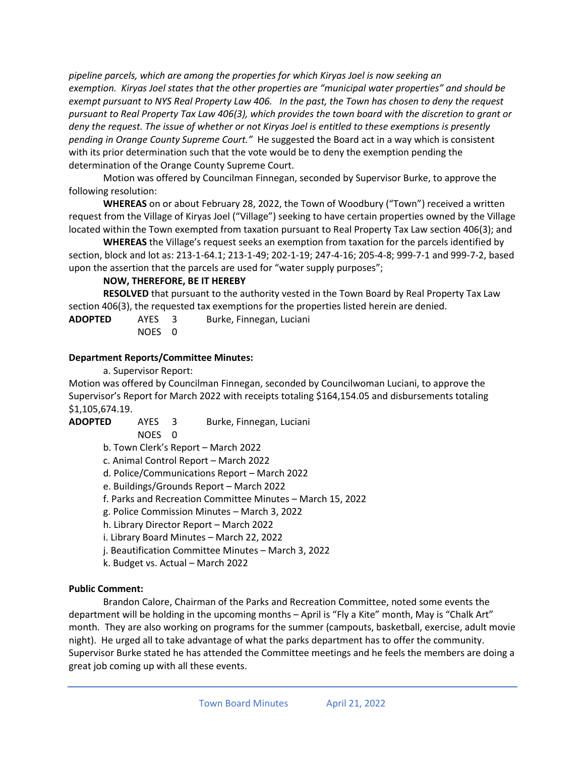*pipeline parcels, which are among the properties for which Kiryas Joel is now seeking an exemption. Kiryas Joel states that the other properties are "municipal water properties" and should be exempt pursuant to NYS Real Property Law 406. In the past, the Town has chosen to deny the request pursuant to Real Property Tax Law 406(3), which provides the town board with the discretion to grant or deny the request. The issue of whether or not Kiryas Joel is entitled to these exemptions is presently pending in Orange County Supreme Court."* He suggested the Board act in a way which is consistent with its prior determination such that the vote would be to deny the exemption pending the determination of the Orange County Supreme Court.

Motion was offered by Councilman Finnegan, seconded by Supervisor Burke, to approve the following resolution:

**WHEREAS** on or about February 28, 2022, the Town of Woodbury ("Town") received a written request from the Village of Kiryas Joel ("Village") seeking to have certain properties owned by the Village located within the Town exempted from taxation pursuant to Real Property Tax Law section 406(3); and

**WHEREAS** the Village's request seeks an exemption from taxation for the parcels identified by section, block and lot as: 213-1-64.1; 213-1-49; 202-1-19; 247-4-16; 205-4-8; 999-7-1 and 999-7-2, based upon the assertion that the parcels are used for "water supply purposes";

**NOW, THEREFORE, BE IT HEREBY**

**RESOLVED** that pursuant to the authority vested in the Town Board by Real Property Tax Law section 406(3), the requested tax exemptions for the properties listed herein are denied.

**ADOPTED** AYES 3 Burke, Finnegan, Luciani
NOES 0

**Department Reports/Committee Minutes:**

a. Supervisor Report:

Motion was offered by Councilman Finnegan, seconded by Councilwoman Luciani, to approve the Supervisor's Report for March 2022 with receipts totaling $164,154.05 and disbursements totaling $1,105,674.19.

**ADOPTED** AYES 3 Burke, Finnegan, Luciani
NOES 0

b. Town Clerk's Report – March 2022
c. Animal Control Report – March 2022
d. Police/Communications Report – March 2022
e. Buildings/Grounds Report – March 2022
f. Parks and Recreation Committee Minutes – March 15, 2022
g. Police Commission Minutes – March 3, 2022
h. Library Director Report – March 2022
i. Library Board Minutes – March 22, 2022
j. Beautification Committee Minutes – March 3, 2022
k. Budget vs. Actual – March 2022

**Public Comment:**

Brandon Calore, Chairman of the Parks and Recreation Committee, noted some events the department will be holding in the upcoming months – April is "Fly a Kite" month, May is "Chalk Art" month. They are also working on programs for the summer (campouts, basketball, exercise, adult movie night). He urged all to take advantage of what the parks department has to offer the community. Supervisor Burke stated he has attended the Committee meetings and he feels the members are doing a great job coming up with all these events.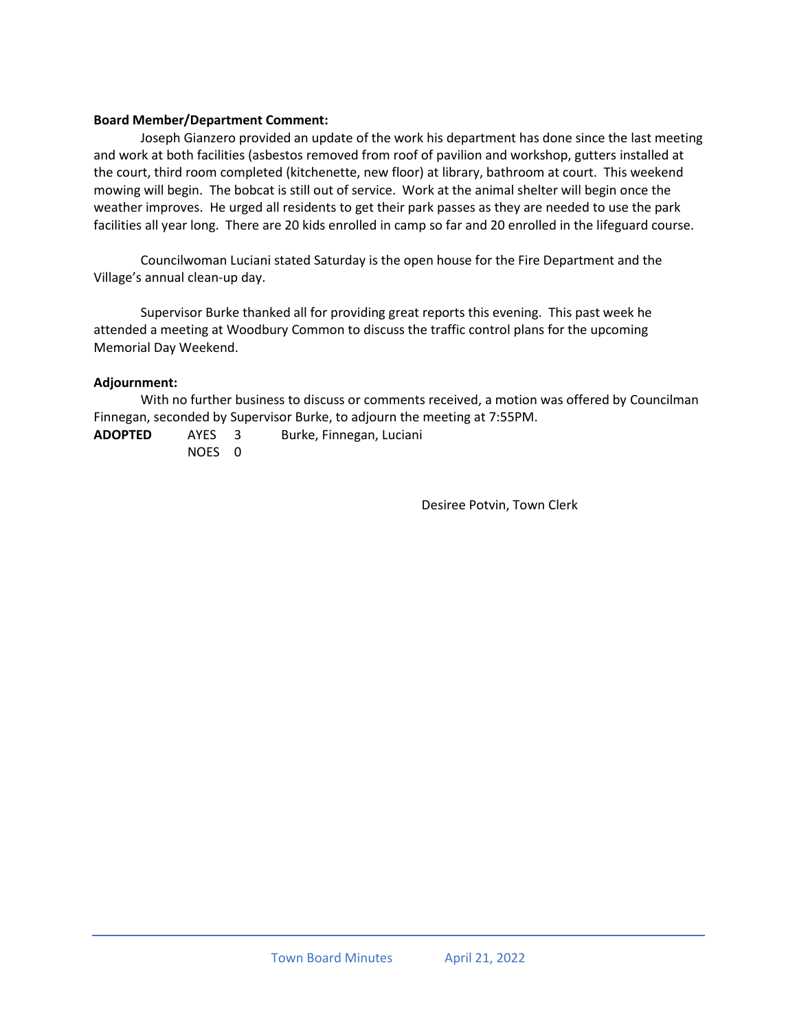**Board Member/Department Comment:**

Joseph Gianzero provided an update of the work his department has done since the last meeting and work at both facilities (asbestos removed from roof of pavilion and workshop, gutters installed at the court, third room completed (kitchenette, new floor) at library, bathroom at court. This weekend mowing will begin. The bobcat is still out of service. Work at the animal shelter will begin once the weather improves. He urged all residents to get their park passes as they are needed to use the park facilities all year long. There are 20 kids enrolled in camp so far and 20 enrolled in the lifeguard course.

Councilwoman Luciani stated Saturday is the open house for the Fire Department and the Village's annual clean-up day.

Supervisor Burke thanked all for providing great reports this evening. This past week he attended a meeting at Woodbury Common to discuss the traffic control plans for the upcoming Memorial Day Weekend.

**Adjournment:**

With no further business to discuss or comments received, a motion was offered by Councilman Finnegan, seconded by Supervisor Burke, to adjourn the meeting at 7:55PM.

**ADOPTED** AYES 3 Burke, Finnegan, Luciani
NOES 0

Desiree Potvin, Town Clerk